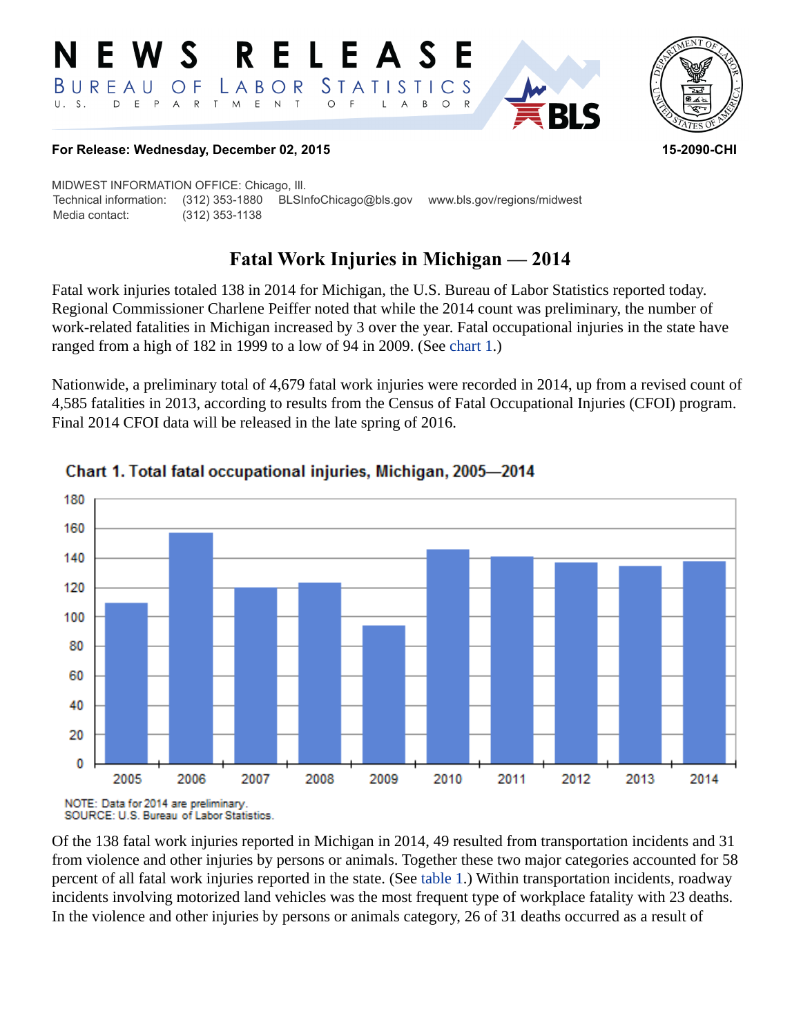# NEWS RELEASE

BUREAU OF LABOR STATISTICS

U. S. DEPARTMENT OF LABOR

**For Release: Wednesday, December 02, 2015** **15-2090-CHI**

MIDWEST INFORMATION OFFICE: Chicago, Ill.
Technical information: (312) 353-1880 BLSInfoChicago@bls.gov www.bls.gov/regions/midwest
Media contact: (312) 353-1138

## Fatal Work Injuries in Michigan — 2014

Fatal work injuries totaled 138 in 2014 for Michigan, the U.S. Bureau of Labor Statistics reported today. Regional Commissioner Charlene Peiffer noted that while the 2014 count was preliminary, the number of work-related fatalities in Michigan increased by 3 over the year. Fatal occupational injuries in the state have ranged from a high of 182 in 1999 to a low of 94 in 2009. (See chart 1.)

Nationwide, a preliminary total of 4,679 fatal work injuries were recorded in 2014, up from a revised count of 4,585 fatalities in 2013, according to results from the Census of Fatal Occupational Injuries (CFOI) program. Final 2014 CFOI data will be released in the late spring of 2016.

**Chart 1. Total fatal occupational injuries, Michigan, 2005—2014**

| Year | Fatal injuries |
|---|---|
| 2005 | 110 |
| 2006 | 157 |
| 2007 | 120 |
| 2008 | 123 |
| 2009 | 94 |
| 2010 | 146 |
| 2011 | 141 |
| 2012 | 137 |
| 2013 | 135 |
| 2014 | 138 |

NOTE: Data for 2014 are preliminary.
SOURCE: U.S. Bureau of Labor Statistics.

Of the 138 fatal work injuries reported in Michigan in 2014, 49 resulted from transportation incidents and 31 from violence and other injuries by persons or animals. Together these two major categories accounted for 58 percent of all fatal work injuries reported in the state. (See table 1.) Within transportation incidents, roadway incidents involving motorized land vehicles was the most frequent type of workplace fatality with 23 deaths. In the violence and other injuries by persons or animals category, 26 of 31 deaths occurred as a result of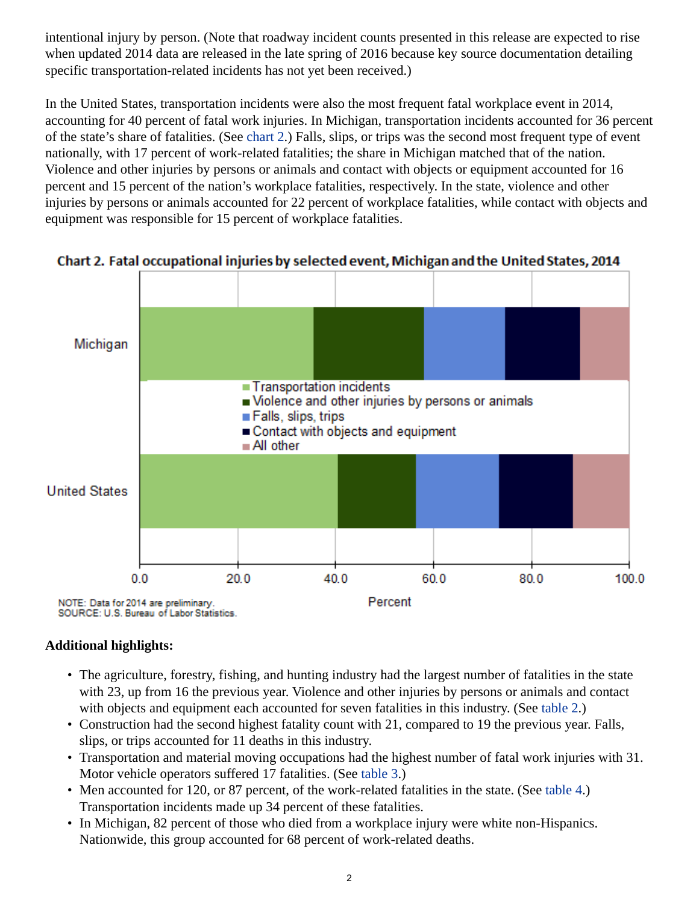intentional injury by person. (Note that roadway incident counts presented in this release are expected to rise when updated 2014 data are released in the late spring of 2016 because key source documentation detailing specific transportation-related incidents has not yet been received.)

In the United States, transportation incidents were also the most frequent fatal workplace event in 2014, accounting for 40 percent of fatal work injuries. In Michigan, transportation incidents accounted for 36 percent of the state's share of fatalities. (See chart 2.) Falls, slips, or trips was the second most frequent type of event nationally, with 17 percent of work-related fatalities; the share in Michigan matched that of the nation. Violence and other injuries by persons or animals and contact with objects or equipment accounted for 16 percent and 15 percent of the nation's workplace fatalities, respectively. In the state, violence and other injuries by persons or animals accounted for 22 percent of workplace fatalities, while contact with objects and equipment was responsible for 15 percent of workplace fatalities.

**Chart 2. Fatal occupational injuries by selected event, Michigan and the United States, 2014**

Legend: Transportation incidents; Violence and other injuries by persons or animals; Falls, slips, trips; Contact with objects and equipment; All other

Categories: Michigan; United States

Percent: 0.0, 20.0, 40.0, 60.0, 80.0, 100.0

NOTE: Data for 2014 are preliminary.
SOURCE: U.S. Bureau of Labor Statistics.

**Additional highlights:**

- The agriculture, forestry, fishing, and hunting industry had the largest number of fatalities in the state with 23, up from 16 the previous year. Violence and other injuries by persons or animals and contact with objects and equipment each accounted for seven fatalities in this industry. (See table 2.)
- Construction had the second highest fatality count with 21, compared to 19 the previous year. Falls, slips, or trips accounted for 11 deaths in this industry.
- Transportation and material moving occupations had the highest number of fatal work injuries with 31. Motor vehicle operators suffered 17 fatalities. (See table 3.)
- Men accounted for 120, or 87 percent, of the work-related fatalities in the state. (See table 4.) Transportation incidents made up 34 percent of these fatalities.
- In Michigan, 82 percent of those who died from a workplace injury were white non-Hispanics. Nationwide, this group accounted for 68 percent of work-related deaths.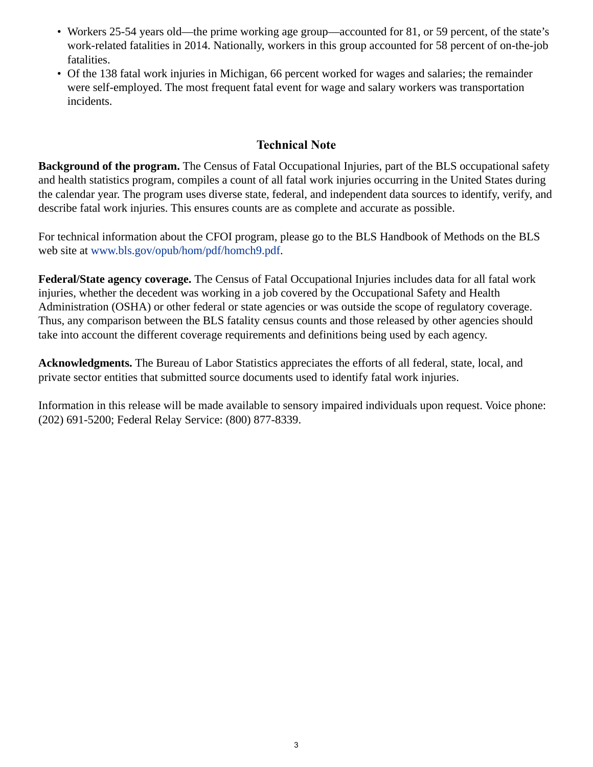- Workers 25-54 years old—the prime working age group—accounted for 81, or 59 percent, of the state's work-related fatalities in 2014. Nationally, workers in this group accounted for 58 percent of on-the-job fatalities.
- Of the 138 fatal work injuries in Michigan, 66 percent worked for wages and salaries; the remainder were self-employed. The most frequent fatal event for wage and salary workers was transportation incidents.

## Technical Note

**Background of the program.** The Census of Fatal Occupational Injuries, part of the BLS occupational safety and health statistics program, compiles a count of all fatal work injuries occurring in the United States during the calendar year. The program uses diverse state, federal, and independent data sources to identify, verify, and describe fatal work injuries. This ensures counts are as complete and accurate as possible.

For technical information about the CFOI program, please go to the BLS Handbook of Methods on the BLS web site at www.bls.gov/opub/hom/pdf/homch9.pdf.

**Federal/State agency coverage.** The Census of Fatal Occupational Injuries includes data for all fatal work injuries, whether the decedent was working in a job covered by the Occupational Safety and Health Administration (OSHA) or other federal or state agencies or was outside the scope of regulatory coverage. Thus, any comparison between the BLS fatality census counts and those released by other agencies should take into account the different coverage requirements and definitions being used by each agency.

**Acknowledgments.** The Bureau of Labor Statistics appreciates the efforts of all federal, state, local, and private sector entities that submitted source documents used to identify fatal work injuries.

Information in this release will be made available to sensory impaired individuals upon request. Voice phone: (202) 691-5200; Federal Relay Service: (800) 877-8339.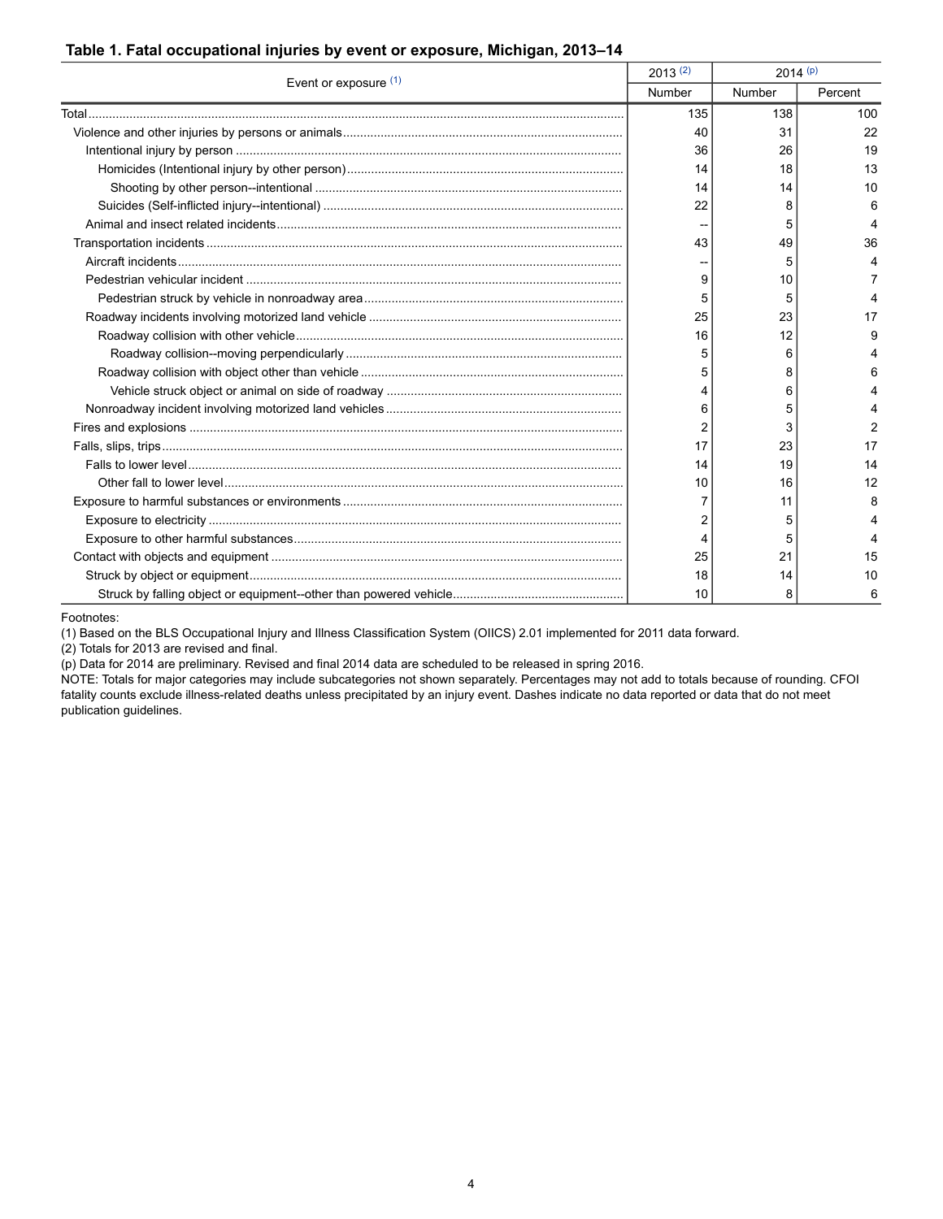### Table 1. Fatal occupational injuries by event or exposure, Michigan, 2013–14

| Event or exposure [1] | 2013 [2] | 2014 [p] | |
|---|---|---|---|
| | Number | Number | Percent |
| Total | 135 | 138 | 100 |
| Violence and other injuries by persons or animals | 40 | 31 | 22 |
| Intentional injury by person | 36 | 26 | 19 |
| Homicides (Intentional injury by other person) | 14 | 18 | 13 |
| Shooting by other person--intentional | 14 | 14 | 10 |
| Suicides (Self-inflicted injury--intentional) | 22 | 8 | 6 |
| Animal and insect related incidents | -- | 5 | 4 |
| Transportation incidents | 43 | 49 | 36 |
| Aircraft incidents | -- | 5 | 4 |
| Pedestrian vehicular incident | 9 | 10 | 7 |
| Pedestrian struck by vehicle in nonroadway area | 5 | 5 | 4 |
| Roadway incidents involving motorized land vehicle | 25 | 23 | 17 |
| Roadway collision with other vehicle | 16 | 12 | 9 |
| Roadway collision--moving perpendicularly | 5 | 6 | 4 |
| Roadway collision with object other than vehicle | 5 | 8 | 6 |
| Vehicle struck object or animal on side of roadway | 4 | 6 | 4 |
| Nonroadway incident involving motorized land vehicles | 6 | 5 | 4 |
| Fires and explosions | 2 | 3 | 2 |
| Falls, slips, trips | 17 | 23 | 17 |
| Falls to lower level | 14 | 19 | 14 |
| Other fall to lower level | 10 | 16 | 12 |
| Exposure to harmful substances or environments | 7 | 11 | 8 |
| Exposure to electricity | 2 | 5 | 4 |
| Exposure to other harmful substances | 4 | 5 | 4 |
| Contact with objects and equipment | 25 | 21 | 15 |
| Struck by object or equipment | 18 | 14 | 10 |
| Struck by falling object or equipment--other than powered vehicle | 10 | 8 | 6 |

Footnotes:
(1) Based on the BLS Occupational Injury and Illness Classification System (OIICS) 2.01 implemented for 2011 data forward.
(2) Totals for 2013 are revised and final.
(p) Data for 2014 are preliminary. Revised and final 2014 data are scheduled to be released in spring 2016.
NOTE: Totals for major categories may include subcategories not shown separately. Percentages may not add to totals because of rounding. CFOI fatality counts exclude illness-related deaths unless precipitated by an injury event. Dashes indicate no data reported or data that do not meet publication guidelines.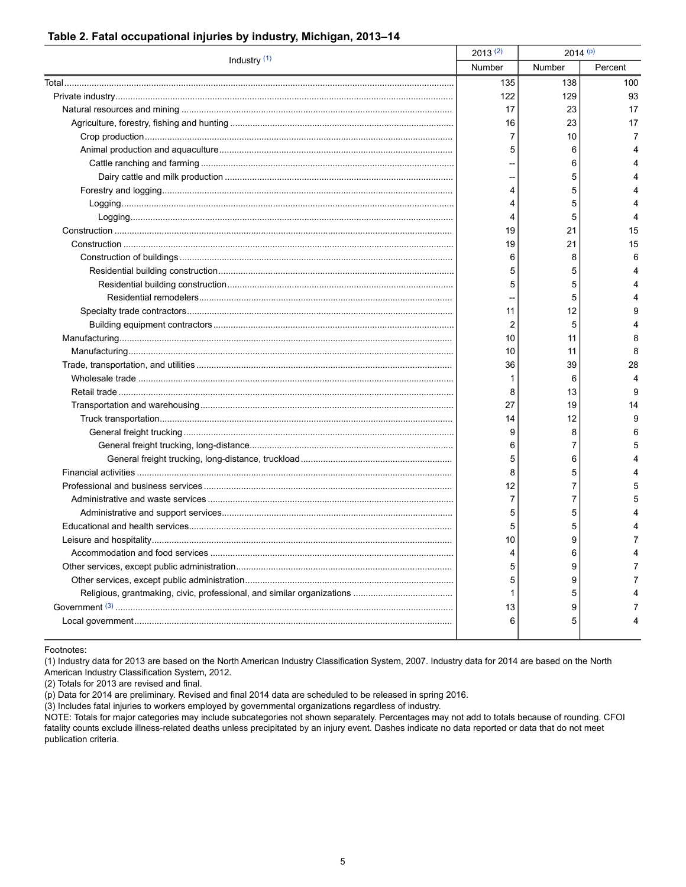### Table 2. Fatal occupational injuries by industry, Michigan, 2013–14

| Industry [1] | 2013 [2] | 2014 [p] | |
|---|---|---|---|
| | Number | Number | Percent |
| Total | 135 | 138 | 100 |
| Private industry | 122 | 129 | 93 |
| Natural resources and mining | 17 | 23 | 17 |
| Agriculture, forestry, fishing and hunting | 16 | 23 | 17 |
| Crop production | 7 | 10 | 7 |
| Animal production and aquaculture | 5 | 6 | 4 |
| Cattle ranching and farming | -- | 6 | 4 |
| Dairy cattle and milk production | -- | 5 | 4 |
| Forestry and logging | 4 | 5 | 4 |
| Logging | 4 | 5 | 4 |
| Logging | 4 | 5 | 4 |
| Construction | 19 | 21 | 15 |
| Construction | 19 | 21 | 15 |
| Construction of buildings | 6 | 8 | 6 |
| Residential building construction | 5 | 5 | 4 |
| Residential building construction | 5 | 5 | 4 |
| Residential remodelers | -- | 5 | 4 |
| Specialty trade contractors | 11 | 12 | 9 |
| Building equipment contractors | 2 | 5 | 4 |
| Manufacturing | 10 | 11 | 8 |
| Manufacturing | 10 | 11 | 8 |
| Trade, transportation, and utilities | 36 | 39 | 28 |
| Wholesale trade | 1 | 6 | 4 |
| Retail trade | 8 | 13 | 9 |
| Transportation and warehousing | 27 | 19 | 14 |
| Truck transportation | 14 | 12 | 9 |
| General freight trucking | 9 | 8 | 6 |
| General freight trucking, long-distance | 6 | 7 | 5 |
| General freight trucking, long-distance, truckload | 5 | 6 | 4 |
| Financial activities | 8 | 5 | 4 |
| Professional and business services | 12 | 7 | 5 |
| Administrative and waste services | 7 | 7 | 5 |
| Administrative and support services | 5 | 5 | 4 |
| Educational and health services | 5 | 5 | 4 |
| Leisure and hospitality | 10 | 9 | 7 |
| Accommodation and food services | 4 | 6 | 4 |
| Other services, except public administration | 5 | 9 | 7 |
| Other services, except public administration | 5 | 9 | 7 |
| Religious, grantmaking, civic, professional, and similar organizations | 1 | 5 | 4 |
| Government [3] | 13 | 9 | 7 |
| Local government | 6 | 5 | 4 |

Footnotes:
(1) Industry data for 2013 are based on the North American Industry Classification System, 2007. Industry data for 2014 are based on the North American Industry Classification System, 2012.
(2) Totals for 2013 are revised and final.
(p) Data for 2014 are preliminary. Revised and final 2014 data are scheduled to be released in spring 2016.
(3) Includes fatal injuries to workers employed by governmental organizations regardless of industry.
NOTE: Totals for major categories may include subcategories not shown separately. Percentages may not add to totals because of rounding. CFOI fatality counts exclude illness-related deaths unless precipitated by an injury event. Dashes indicate no data reported or data that do not meet publication criteria.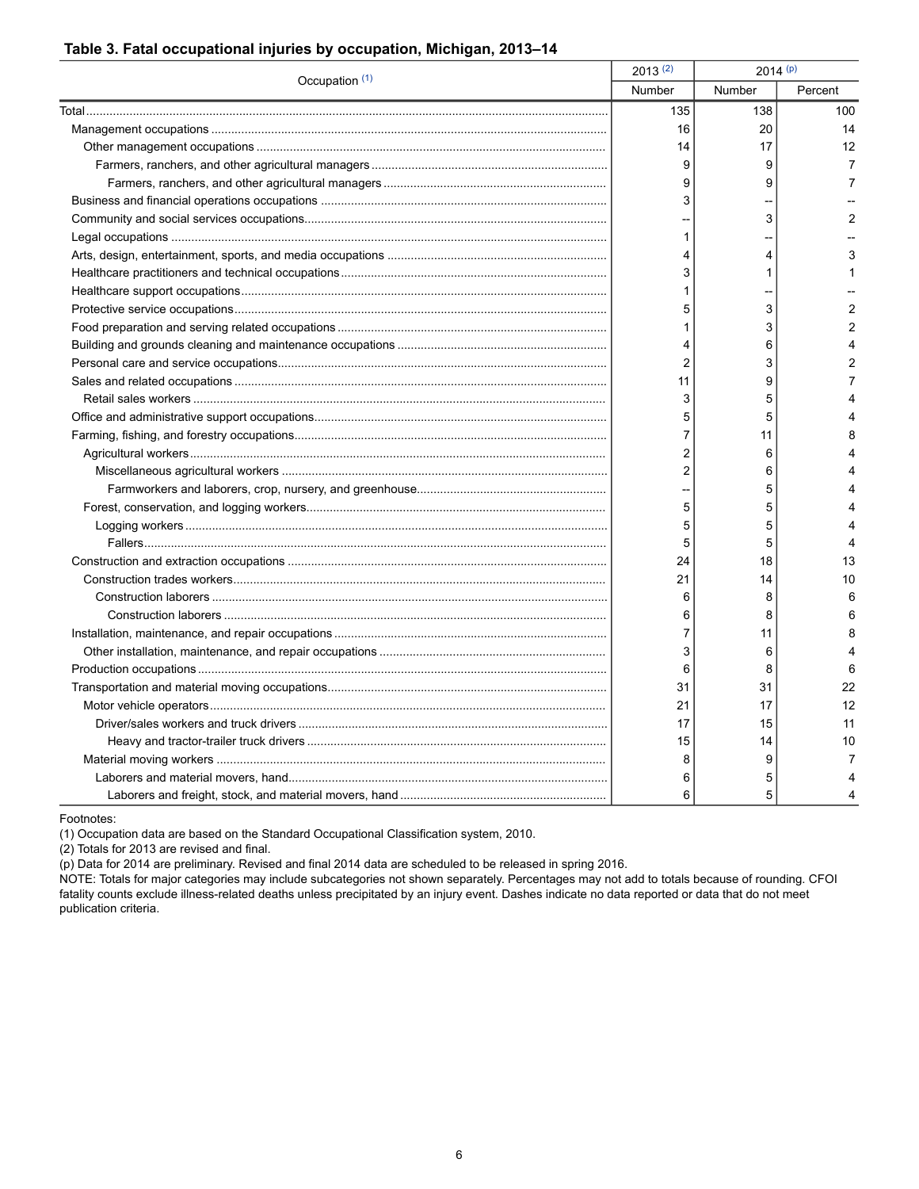### Table 3. Fatal occupational injuries by occupation, Michigan, 2013–14

| Occupation (1) | 2013 (2) | 2014 (p) | |
|---|---|---|---|
| | Number | Number | Percent |
| Total | 135 | 138 | 100 |
| Management occupations | 16 | 20 | 14 |
| Other management occupations | 14 | 17 | 12 |
| Farmers, ranchers, and other agricultural managers | 9 | 9 | 7 |
| Farmers, ranchers, and other agricultural managers | 9 | 9 | 7 |
| Business and financial operations occupations | 3 | -- | -- |
| Community and social services occupations | -- | 3 | 2 |
| Legal occupations | 1 | -- | -- |
| Arts, design, entertainment, sports, and media occupations | 4 | 4 | 3 |
| Healthcare practitioners and technical occupations | 3 | 1 | 1 |
| Healthcare support occupations | 1 | -- | -- |
| Protective service occupations | 5 | 3 | 2 |
| Food preparation and serving related occupations | 1 | 3 | 2 |
| Building and grounds cleaning and maintenance occupations | 4 | 6 | 4 |
| Personal care and service occupations | 2 | 3 | 2 |
| Sales and related occupations | 11 | 9 | 7 |
| Retail sales workers | 3 | 5 | 4 |
| Office and administrative support occupations | 5 | 5 | 4 |
| Farming, fishing, and forestry occupations | 7 | 11 | 8 |
| Agricultural workers | 2 | 6 | 4 |
| Miscellaneous agricultural workers | 2 | 6 | 4 |
| Farmworkers and laborers, crop, nursery, and greenhouse | -- | 5 | 4 |
| Forest, conservation, and logging workers | 5 | 5 | 4 |
| Logging workers | 5 | 5 | 4 |
| Fallers | 5 | 5 | 4 |
| Construction and extraction occupations | 24 | 18 | 13 |
| Construction trades workers | 21 | 14 | 10 |
| Construction laborers | 6 | 8 | 6 |
| Construction laborers | 6 | 8 | 6 |
| Installation, maintenance, and repair occupations | 7 | 11 | 8 |
| Other installation, maintenance, and repair occupations | 3 | 6 | 4 |
| Production occupations | 6 | 8 | 6 |
| Transportation and material moving occupations | 31 | 31 | 22 |
| Motor vehicle operators | 21 | 17 | 12 |
| Driver/sales workers and truck drivers | 17 | 15 | 11 |
| Heavy and tractor-trailer truck drivers | 15 | 14 | 10 |
| Material moving workers | 8 | 9 | 7 |
| Laborers and material movers, hand | 6 | 5 | 4 |
| Laborers and freight, stock, and material movers, hand | 6 | 5 | 4 |

Footnotes:
(1) Occupation data are based on the Standard Occupational Classification system, 2010.
(2) Totals for 2013 are revised and final.
(p) Data for 2014 are preliminary. Revised and final 2014 data are scheduled to be released in spring 2016.
NOTE: Totals for major categories may include subcategories not shown separately. Percentages may not add to totals because of rounding. CFOI fatality counts exclude illness-related deaths unless precipitated by an injury event. Dashes indicate no data reported or data that do not meet publication criteria.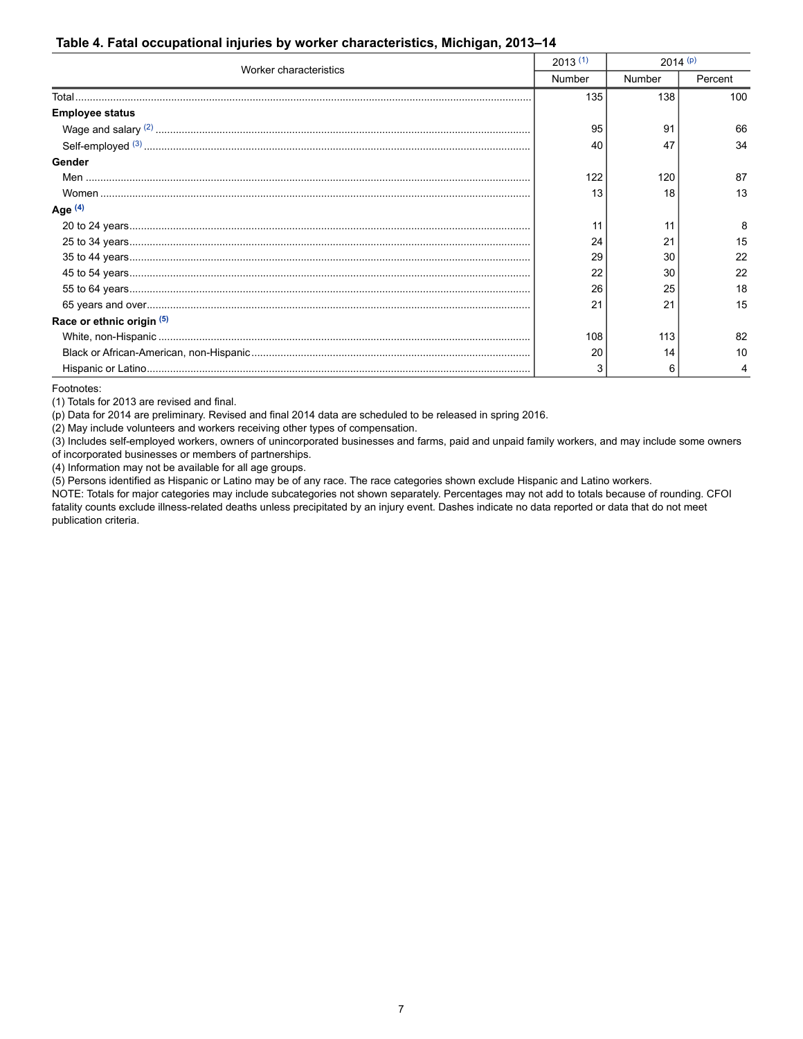**Table 4. Fatal occupational injuries by worker characteristics, Michigan, 2013–14**

| Worker characteristics | 2013 (1) | 2014 (p) | |
|---|---|---|---|
| | Number | Number | Percent |
| Total | 135 | 138 | 100 |
| **Employee status** | | | |
| Wage and salary (2) | 95 | 91 | 66 |
| Self-employed (3) | 40 | 47 | 34 |
| **Gender** | | | |
| Men | 122 | 120 | 87 |
| Women | 13 | 18 | 13 |
| **Age (4)** | | | |
| 20 to 24 years | 11 | 11 | 8 |
| 25 to 34 years | 24 | 21 | 15 |
| 35 to 44 years | 29 | 30 | 22 |
| 45 to 54 years | 22 | 30 | 22 |
| 55 to 64 years | 26 | 25 | 18 |
| 65 years and over | 21 | 21 | 15 |
| **Race or ethnic origin (5)** | | | |
| White, non-Hispanic | 108 | 113 | 82 |
| Black or African-American, non-Hispanic | 20 | 14 | 10 |
| Hispanic or Latino | 3 | 6 | 4 |

Footnotes:
(1) Totals for 2013 are revised and final.
(p) Data for 2014 are preliminary. Revised and final 2014 data are scheduled to be released in spring 2016.
(2) May include volunteers and workers receiving other types of compensation.
(3) Includes self-employed workers, owners of unincorporated businesses and farms, paid and unpaid family workers, and may include some owners of incorporated businesses or members of partnerships.
(4) Information may not be available for all age groups.
(5) Persons identified as Hispanic or Latino may be of any race. The race categories shown exclude Hispanic and Latino workers.
NOTE: Totals for major categories may include subcategories not shown separately. Percentages may not add to totals because of rounding. CFOI fatality counts exclude illness-related deaths unless precipitated by an injury event. Dashes indicate no data reported or data that do not meet publication criteria.